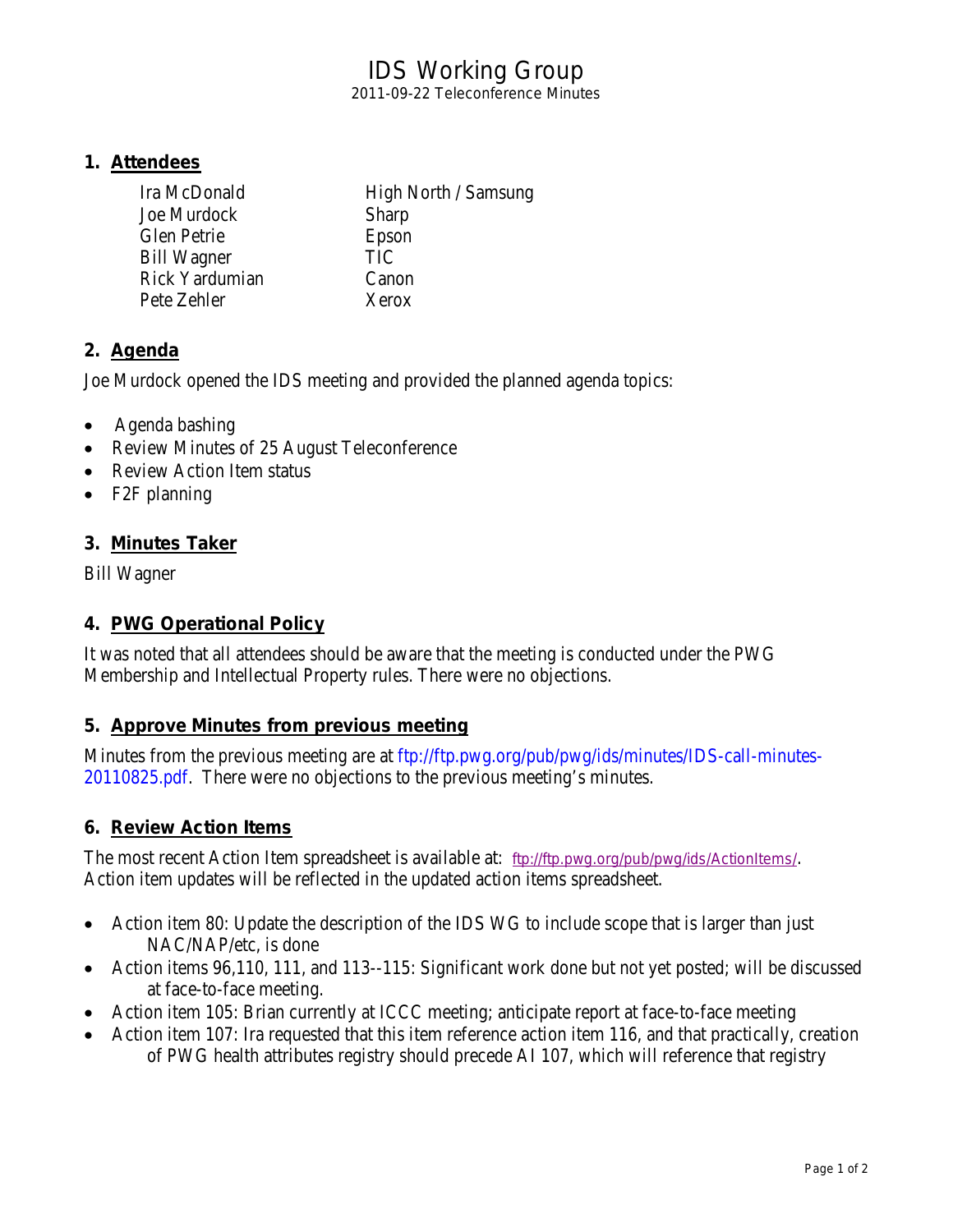# IDS Working Group

2011-09-22 Teleconference Minutes

## 1. Attendees

| | |
|---|---|
| Ira McDonald | High North / Samsung |
| Joe Murdock | Sharp |
| Glen Petrie | Epson |
| Bill Wagner | TIC |
| Rick Yardumian | Canon |
| Pete Zehler | Xerox |

## 2. Agenda

Joe Murdock opened the IDS meeting and provided the planned agenda topics:

- Agenda bashing
- Review Minutes of 25 August Teleconference
- Review Action Item status
- F2F planning

## 3. Minutes Taker

Bill Wagner

## 4. PWG Operational Policy

It was noted that all attendees should be aware that the meeting is conducted under the PWG Membership and Intellectual Property rules. There were no objections.

## 5. Approve Minutes from previous meeting

Minutes from the previous meeting are at ftp://ftp.pwg.org/pub/pwg/ids/minutes/IDS-call-minutes-20110825.pdf. There were no objections to the previous meeting's minutes.

## 6. Review Action Items

The most recent Action Item spreadsheet is available at: ftp://ftp.pwg.org/pub/pwg/ids/ActionItems/. Action item updates will be reflected in the updated action items spreadsheet.

- Action item 80: Update the description of the IDS WG to include scope that is larger than just NAC/NAP/etc, is done
- Action items 96,110, 111, and 113--115: Significant work done but not yet posted; will be discussed at face-to-face meeting.
- Action item 105: Brian currently at ICCC meeting; anticipate report at face-to-face meeting
- Action item 107: Ira requested that this item reference action item 116, and that practically, creation of PWG health attributes registry should precede AI 107, which will reference that registry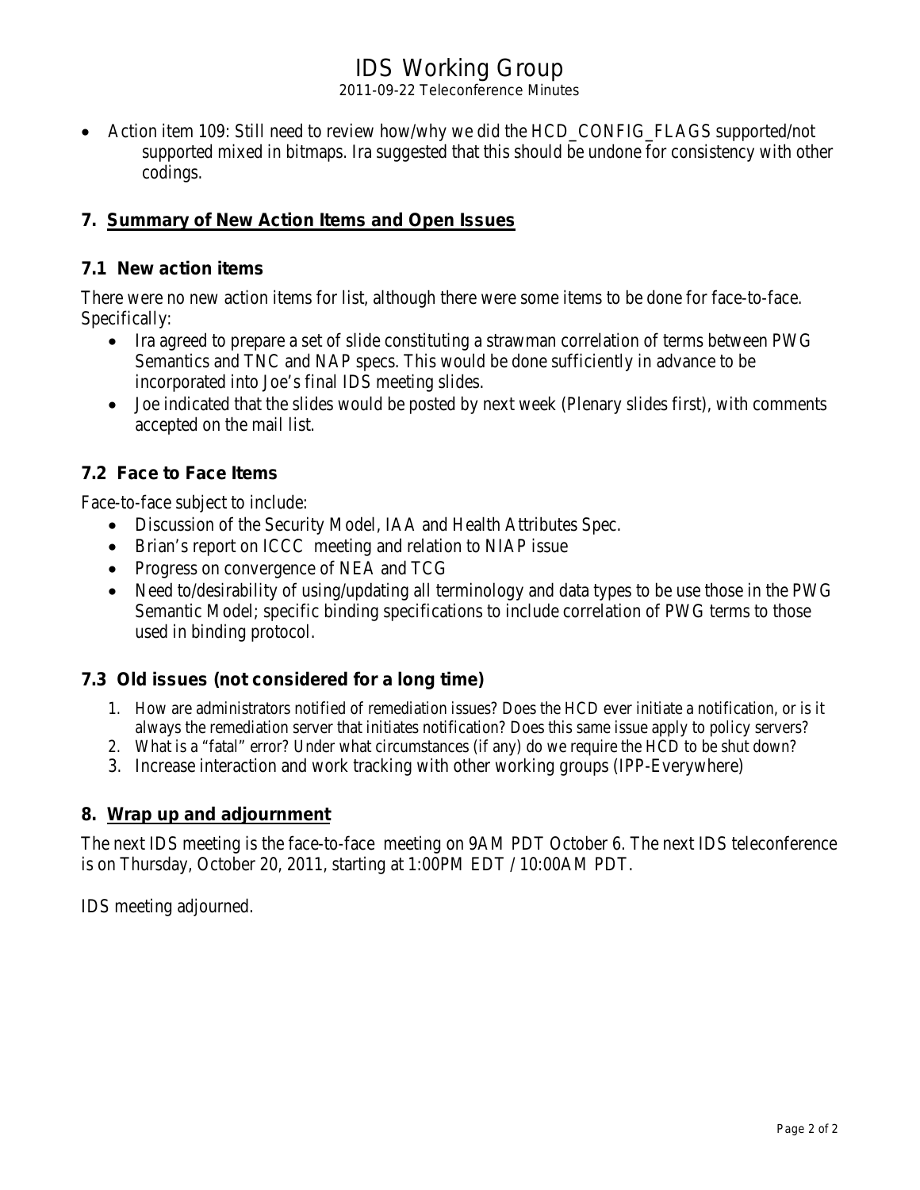- Action item 109: Still need to review how/why we did the HCD_CONFIG_FLAGS supported/not supported mixed in bitmaps. Ira suggested that this should be undone for consistency with other codings.

## 7. Summary of New Action Items and Open Issues

### 7.1 New action items

There were no new action items for list, although there were some items to be done for face-to-face. Specifically:

- Ira agreed to prepare a set of slide constituting a strawman correlation of terms between PWG Semantics and TNC and NAP specs. This would be done sufficiently in advance to be incorporated into Joe's final IDS meeting slides.
- Joe indicated that the slides would be posted by next week (Plenary slides first), with comments accepted on the mail list.

### 7.2 Face to Face Items

Face-to-face subject to include:

- Discussion of the Security Model, IAA and Health Attributes Spec.
- Brian's report on ICCC meeting and relation to NIAP issue
- Progress on convergence of NEA and TCG
- Need to/desirability of using/updating all terminology and data types to be use those in the PWG Semantic Model; specific binding specifications to include correlation of PWG terms to those used in binding protocol.

### 7.3 Old issues (not considered for a long time)

1. How are administrators notified of remediation issues? Does the HCD ever initiate a notification, or is it always the remediation server that initiates notification? Does this same issue apply to policy servers?
2. What is a "fatal" error? Under what circumstances (if any) do we require the HCD to be shut down?
3. Increase interaction and work tracking with other working groups (IPP-Everywhere)

## 8. Wrap up and adjournment

The next IDS meeting is the face-to-face meeting on 9AM PDT October 6. The next IDS teleconference is on Thursday, October 20, 2011, starting at 1:00PM EDT / 10:00AM PDT.

IDS meeting adjourned.